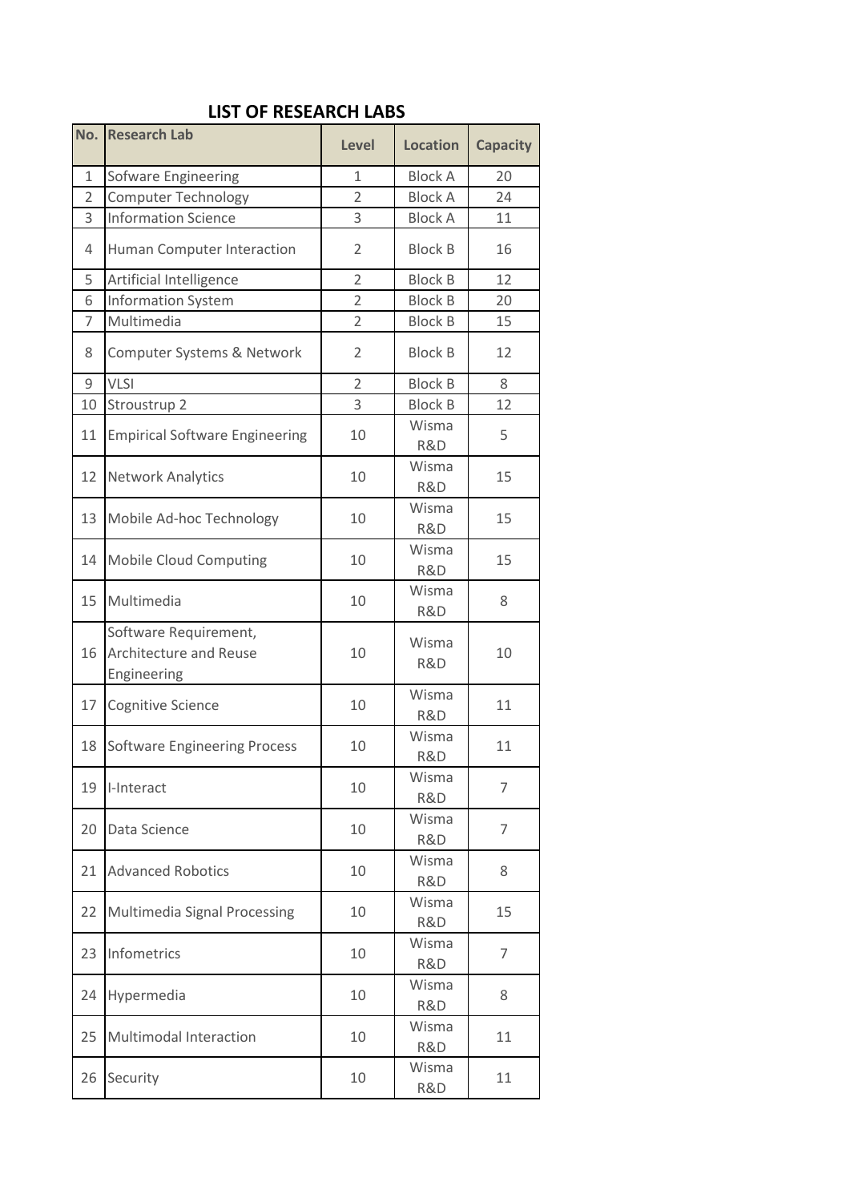## LIST OF RESEARCH LABS

| No. | Research Lab | Level | Location | Capacity |
|---|---|---|---|---|
| 1 | Sofware Engineering | 1 | Block A | 20 |
| 2 | Computer Technology | 2 | Block A | 24 |
| 3 | Information Science | 3 | Block A | 11 |
| 4 | Human Computer Interaction | 2 | Block B | 16 |
| 5 | Artificial Intelligence | 2 | Block B | 12 |
| 6 | Information System | 2 | Block B | 20 |
| 7 | Multimedia | 2 | Block B | 15 |
| 8 | Computer Systems & Network | 2 | Block B | 12 |
| 9 | VLSI | 2 | Block B | 8 |
| 10 | Stroustrup 2 | 3 | Block B | 12 |
| 11 | Empirical Software Engineering | 10 | Wisma R&D | 5 |
| 12 | Network Analytics | 10 | Wisma R&D | 15 |
| 13 | Mobile Ad-hoc Technology | 10 | Wisma R&D | 15 |
| 14 | Mobile Cloud Computing | 10 | Wisma R&D | 15 |
| 15 | Multimedia | 10 | Wisma R&D | 8 |
| 16 | Software Requirement, Architecture and Reuse Engineering | 10 | Wisma R&D | 10 |
| 17 | Cognitive Science | 10 | Wisma R&D | 11 |
| 18 | Software Engineering Process | 10 | Wisma R&D | 11 |
| 19 | I-Interact | 10 | Wisma R&D | 7 |
| 20 | Data Science | 10 | Wisma R&D | 7 |
| 21 | Advanced Robotics | 10 | Wisma R&D | 8 |
| 22 | Multimedia Signal Processing | 10 | Wisma R&D | 15 |
| 23 | Infometrics | 10 | Wisma R&D | 7 |
| 24 | Hypermedia | 10 | Wisma R&D | 8 |
| 25 | Multimodal Interaction | 10 | Wisma R&D | 11 |
| 26 | Security | 10 | Wisma R&D | 11 |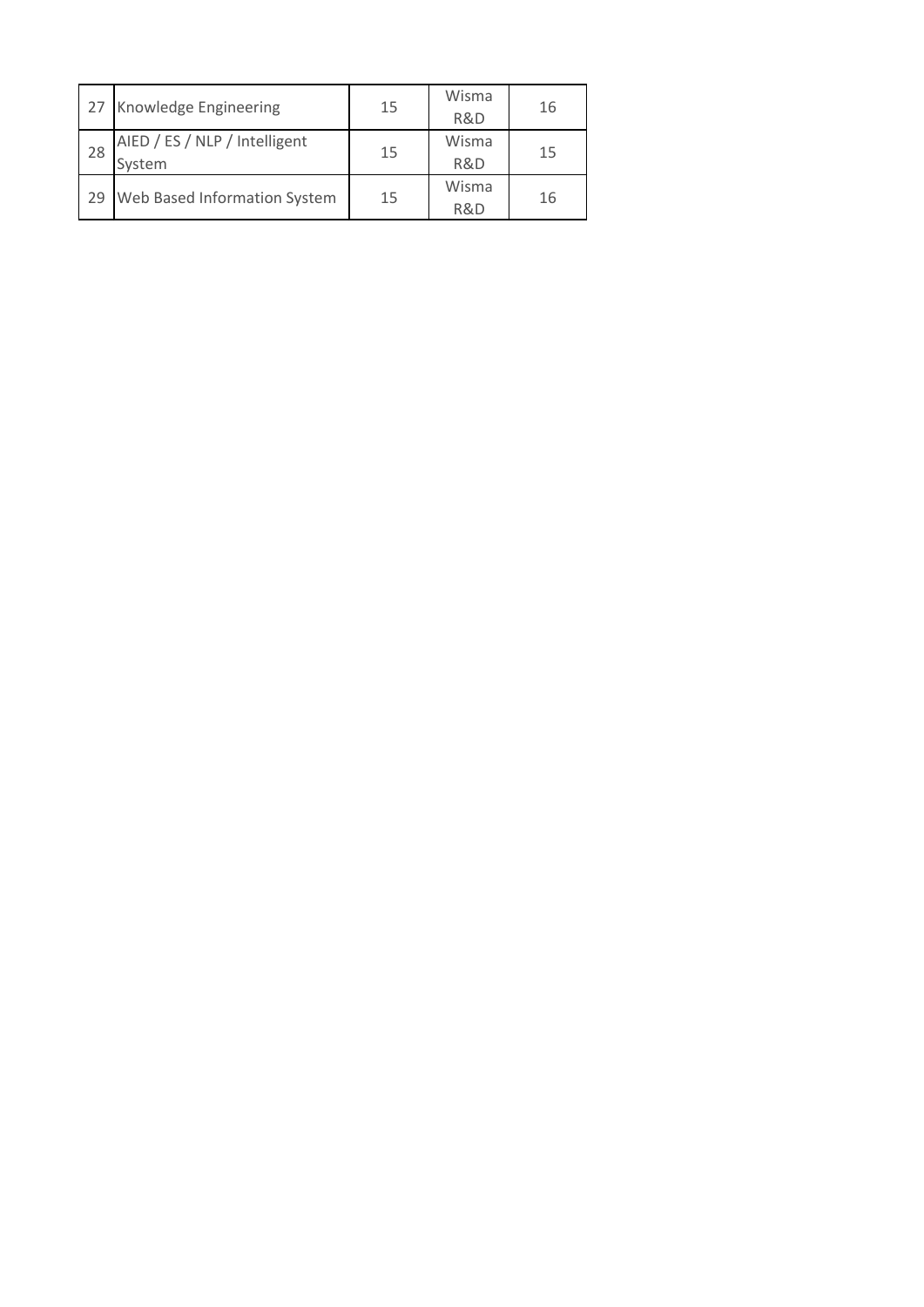| | | | | |
|---|---|---|---|---|
| 27 | Knowledge Engineering | 15 | Wisma R&D | 16 |
| 28 | AIED / ES / NLP / Intelligent System | 15 | Wisma R&D | 15 |
| 29 | Web Based Information System | 15 | Wisma R&D | 16 |